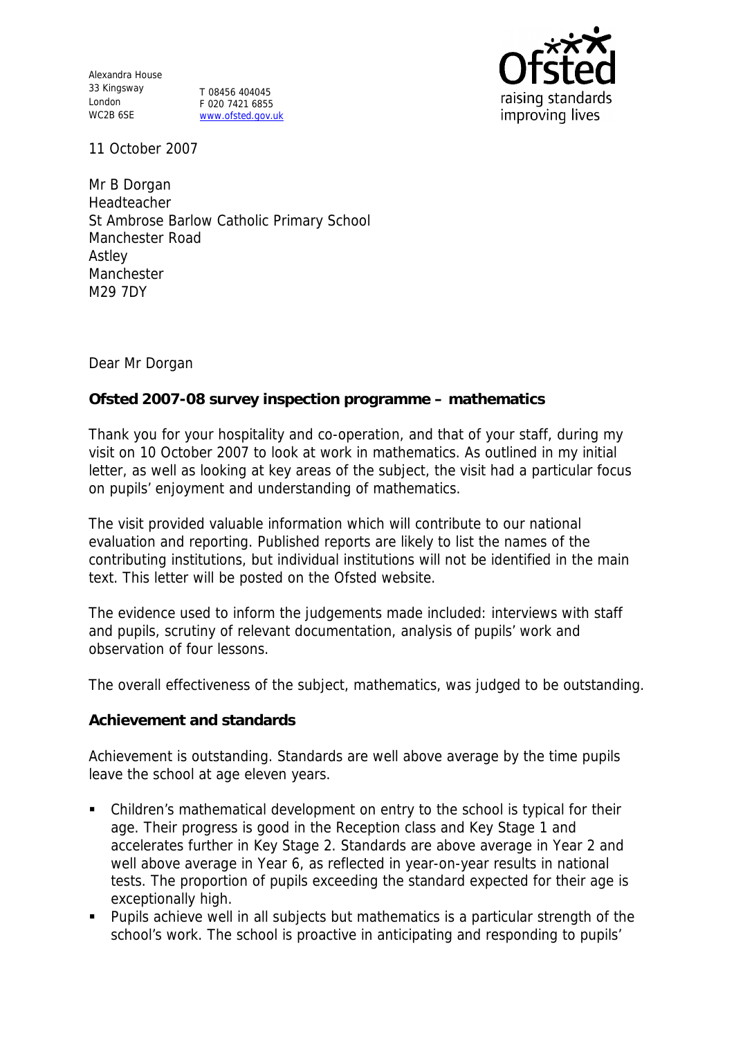Alexandra House
33 Kingsway
London
WC2B 6SE

T 08456 404045
F 020 7421 6855
www.ofsted.gov.uk

11 October 2007

Mr B Dorgan
Headteacher
St Ambrose Barlow Catholic Primary School
Manchester Road
Astley
Manchester
M29 7DY

Dear Mr Dorgan

**Ofsted 2007-08 survey inspection programme – mathematics**

Thank you for your hospitality and co-operation, and that of your staff, during my visit on 10 October 2007 to look at work in mathematics. As outlined in my initial letter, as well as looking at key areas of the subject, the visit had a particular focus on pupils' enjoyment and understanding of mathematics.

The visit provided valuable information which will contribute to our national evaluation and reporting. Published reports are likely to list the names of the contributing institutions, but individual institutions will not be identified in the main text. This letter will be posted on the Ofsted website.

The evidence used to inform the judgements made included: interviews with staff and pupils, scrutiny of relevant documentation, analysis of pupils' work and observation of four lessons.

The overall effectiveness of the subject, mathematics, was judged to be outstanding.

**Achievement and standards**

Achievement is outstanding. Standards are well above average by the time pupils leave the school at age eleven years.

- Children's mathematical development on entry to the school is typical for their age. Their progress is good in the Reception class and Key Stage 1 and accelerates further in Key Stage 2. Standards are above average in Year 2 and well above average in Year 6, as reflected in year-on-year results in national tests. The proportion of pupils exceeding the standard expected for their age is exceptionally high.
- Pupils achieve well in all subjects but mathematics is a particular strength of the school's work. The school is proactive in anticipating and responding to pupils'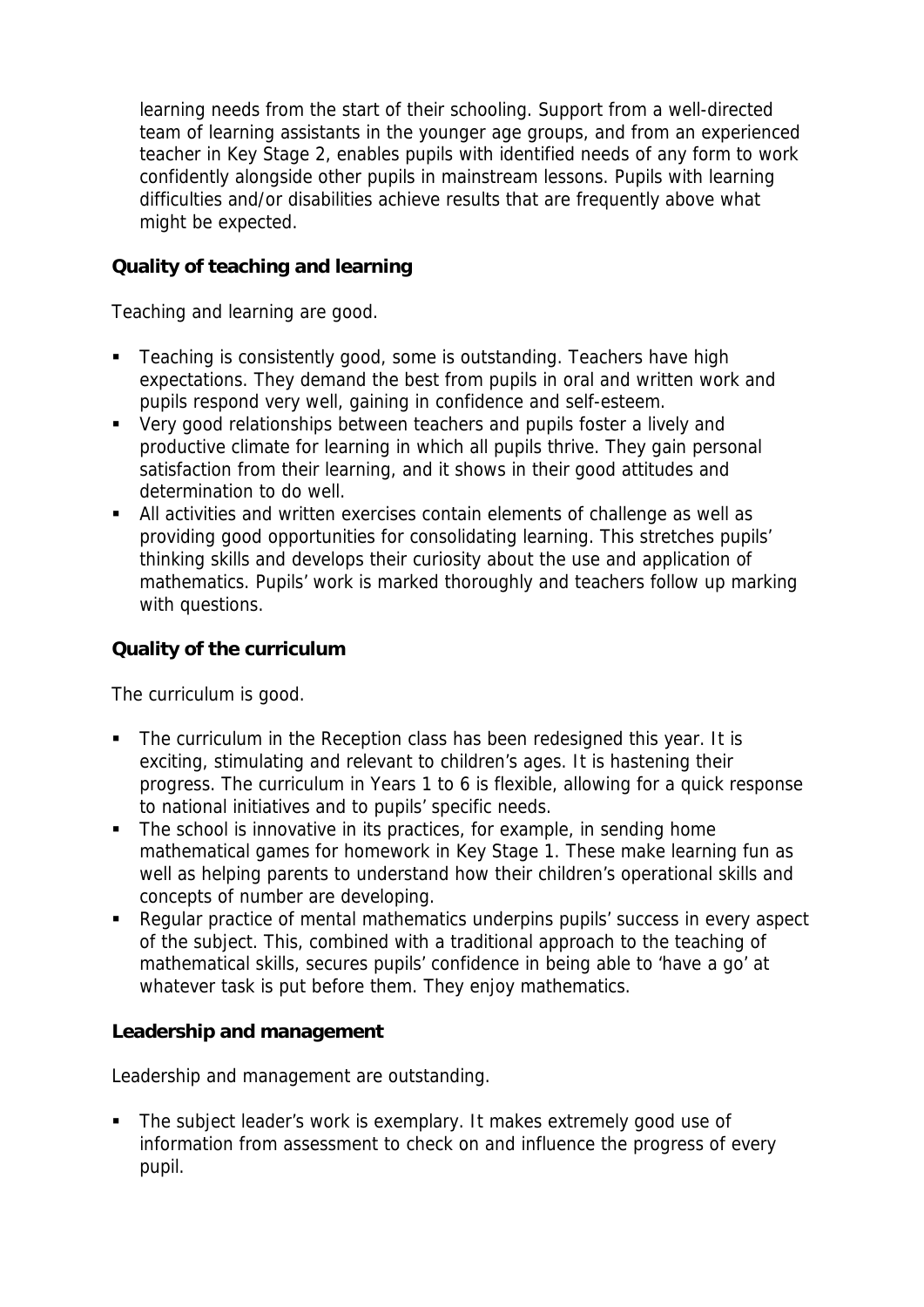learning needs from the start of their schooling. Support from a well-directed team of learning assistants in the younger age groups, and from an experienced teacher in Key Stage 2, enables pupils with identified needs of any form to work confidently alongside other pupils in mainstream lessons. Pupils with learning difficulties and/or disabilities achieve results that are frequently above what might be expected.

**Quality of teaching and learning**

Teaching and learning are good.

- Teaching is consistently good, some is outstanding. Teachers have high expectations. They demand the best from pupils in oral and written work and pupils respond very well, gaining in confidence and self-esteem.
- Very good relationships between teachers and pupils foster a lively and productive climate for learning in which all pupils thrive. They gain personal satisfaction from their learning, and it shows in their good attitudes and determination to do well.
- All activities and written exercises contain elements of challenge as well as providing good opportunities for consolidating learning. This stretches pupils' thinking skills and develops their curiosity about the use and application of mathematics. Pupils' work is marked thoroughly and teachers follow up marking with questions.

**Quality of the curriculum**

The curriculum is good.

- The curriculum in the Reception class has been redesigned this year. It is exciting, stimulating and relevant to children's ages. It is hastening their progress. The curriculum in Years 1 to 6 is flexible, allowing for a quick response to national initiatives and to pupils' specific needs.
- The school is innovative in its practices, for example, in sending home mathematical games for homework in Key Stage 1. These make learning fun as well as helping parents to understand how their children's operational skills and concepts of number are developing.
- Regular practice of mental mathematics underpins pupils' success in every aspect of the subject. This, combined with a traditional approach to the teaching of mathematical skills, secures pupils' confidence in being able to 'have a go' at whatever task is put before them. They enjoy mathematics.

**Leadership and management**

Leadership and management are outstanding.

- The subject leader's work is exemplary. It makes extremely good use of information from assessment to check on and influence the progress of every pupil.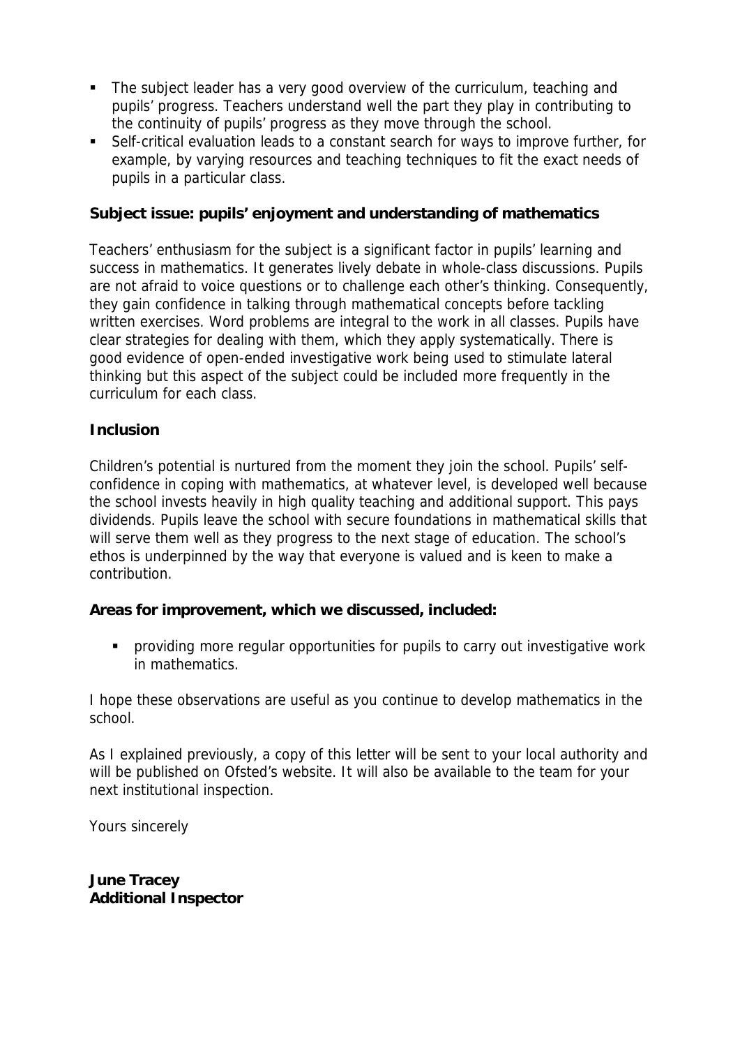- The subject leader has a very good overview of the curriculum, teaching and pupils' progress. Teachers understand well the part they play in contributing to the continuity of pupils' progress as they move through the school.
- Self-critical evaluation leads to a constant search for ways to improve further, for example, by varying resources and teaching techniques to fit the exact needs of pupils in a particular class.

**Subject issue: pupils' enjoyment and understanding of mathematics**

Teachers' enthusiasm for the subject is a significant factor in pupils' learning and success in mathematics. It generates lively debate in whole-class discussions. Pupils are not afraid to voice questions or to challenge each other's thinking. Consequently, they gain confidence in talking through mathematical concepts before tackling written exercises. Word problems are integral to the work in all classes. Pupils have clear strategies for dealing with them, which they apply systematically. There is good evidence of open-ended investigative work being used to stimulate lateral thinking but this aspect of the subject could be included more frequently in the curriculum for each class.

**Inclusion**

Children's potential is nurtured from the moment they join the school. Pupils' self-confidence in coping with mathematics, at whatever level, is developed well because the school invests heavily in high quality teaching and additional support. This pays dividends. Pupils leave the school with secure foundations in mathematical skills that will serve them well as they progress to the next stage of education. The school's ethos is underpinned by the way that everyone is valued and is keen to make a contribution.

**Areas for improvement, which we discussed, included:**

- providing more regular opportunities for pupils to carry out investigative work in mathematics.

I hope these observations are useful as you continue to develop mathematics in the school.

As I explained previously, a copy of this letter will be sent to your local authority and will be published on Ofsted's website. It will also be available to the team for your next institutional inspection.

Yours sincerely

**June Tracey**
**Additional Inspector**